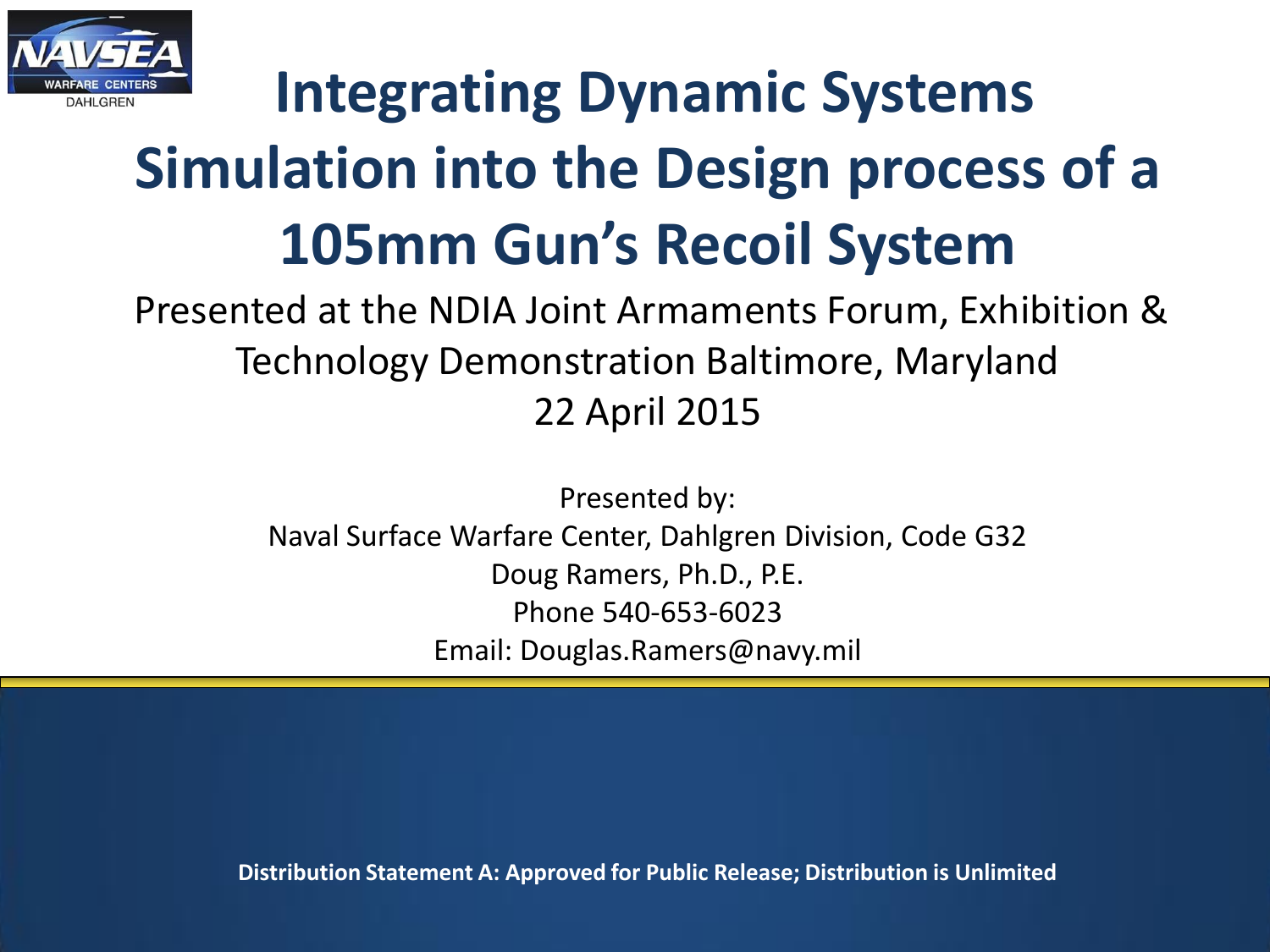# Integrating Dynamic Systems Simulation into the Design process of a 105mm Gun's Recoil System

Presented at the NDIA Joint Armaments Forum, Exhibition & Technology Demonstration Baltimore, Maryland
22 April 2015

Presented by:
Naval Surface Warfare Center, Dahlgren Division, Code G32
Doug Ramers, Ph.D., P.E.
Phone 540-653-6023
Email: Douglas.Ramers@navy.mil

**Distribution Statement A: Approved for Public Release; Distribution is Unlimited**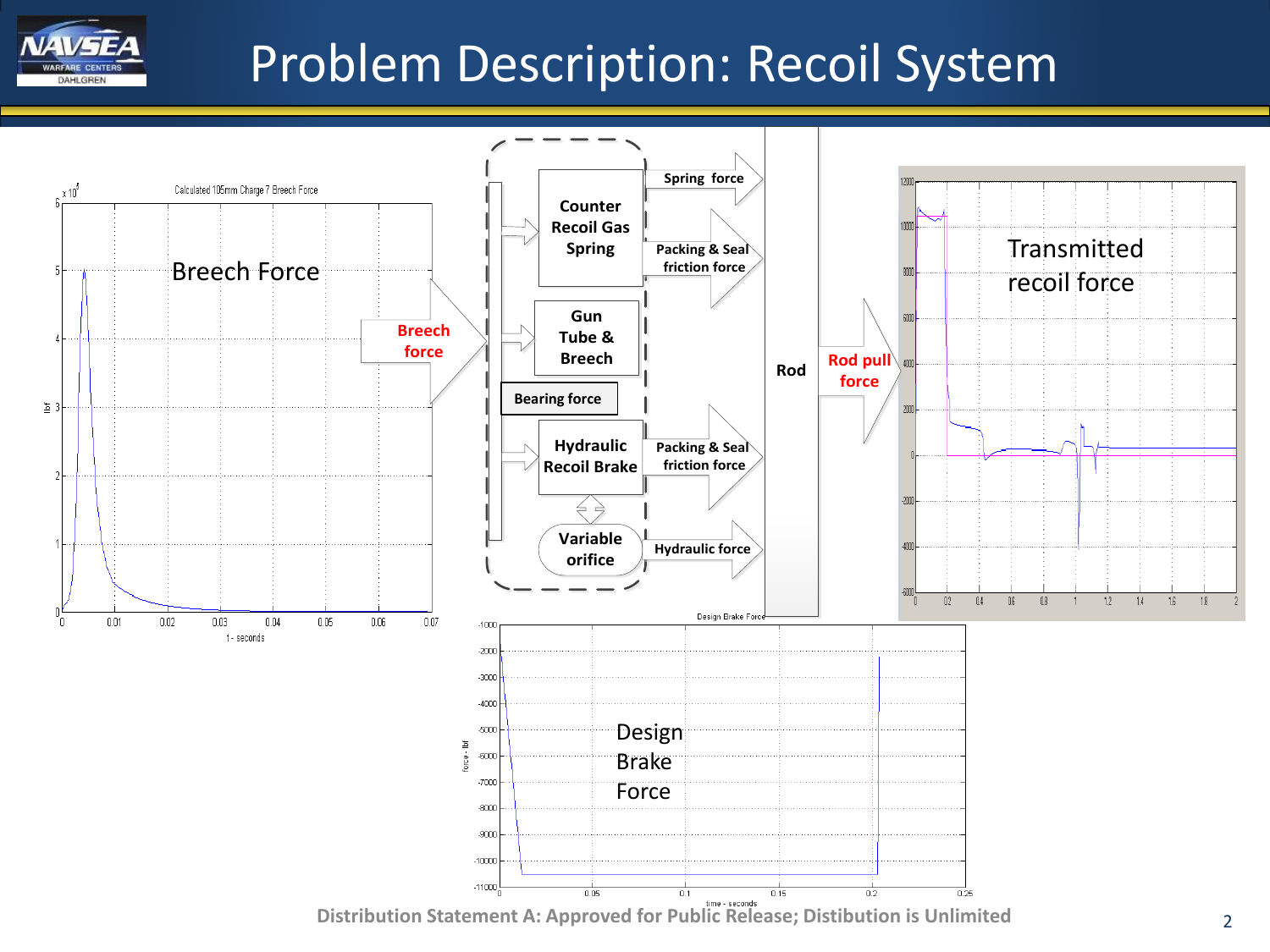# Problem Description: Recoil System

Breech Force

Calculated 105mm Charge 7 Breech Force

Breech force

Counter Recoil Gas Spring

Gun Tube & Breech

Bearing force

Hydraulic Recoil Brake

Variable orifice

Spring force

Packing & Seal friction force

Packing & Seal friction force

Hydraulic force

Rod

Rod pull force

Transmitted recoil force

Design Brake Force

Distribution Statement A: Approved for Public Release; Distibution is Unlimited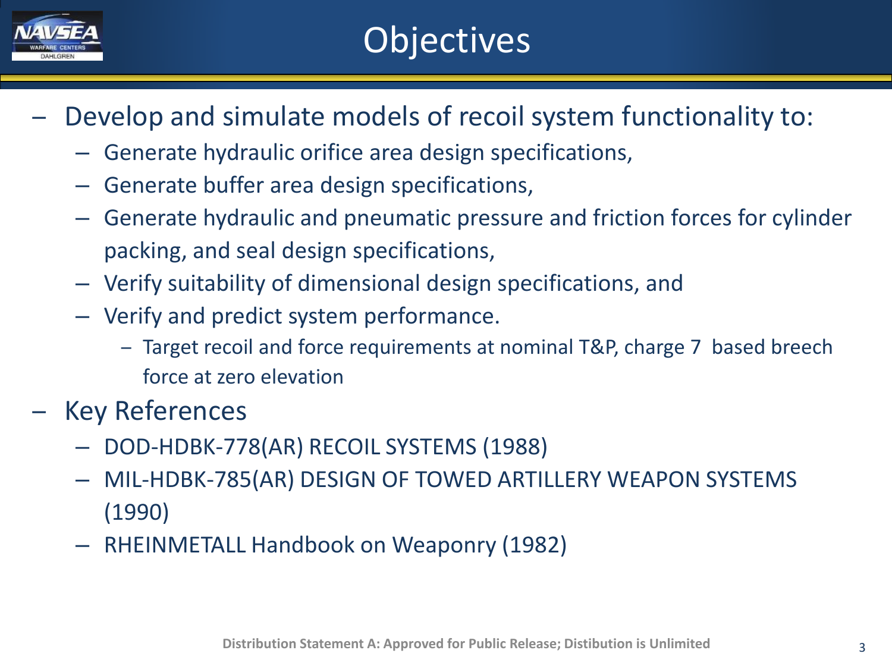# Objectives

- Develop and simulate models of recoil system functionality to:
  - Generate hydraulic orifice area design specifications,
  - Generate buffer area design specifications,
  - Generate hydraulic and pneumatic pressure and friction forces for cylinder packing, and seal design specifications,
  - Verify suitability of dimensional design specifications, and
  - Verify and predict system performance.
    - Target recoil and force requirements at nominal T&P, charge 7 based breech force at zero elevation
- Key References
  - DOD-HDBK-778(AR) RECOIL SYSTEMS (1988)
  - MIL-HDBK-785(AR) DESIGN OF TOWED ARTILLERY WEAPON SYSTEMS (1990)
  - RHEINMETALL Handbook on Weaponry (1982)

Distribution Statement A: Approved for Public Release; Distibution is Unlimited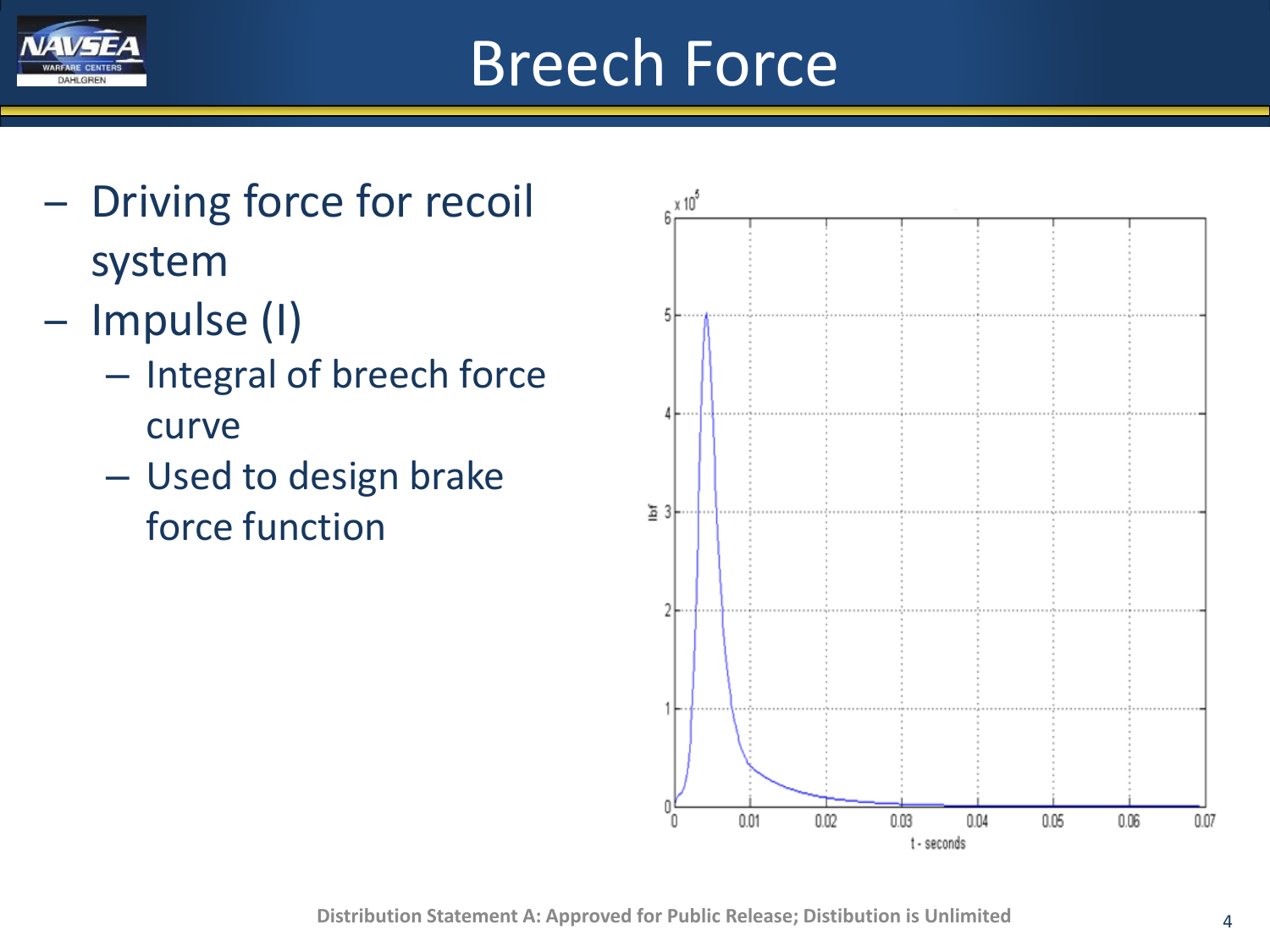# Breech Force

- Driving force for recoil system
- Impulse (I)
  - Integral of breech force curve
  - Used to design brake force function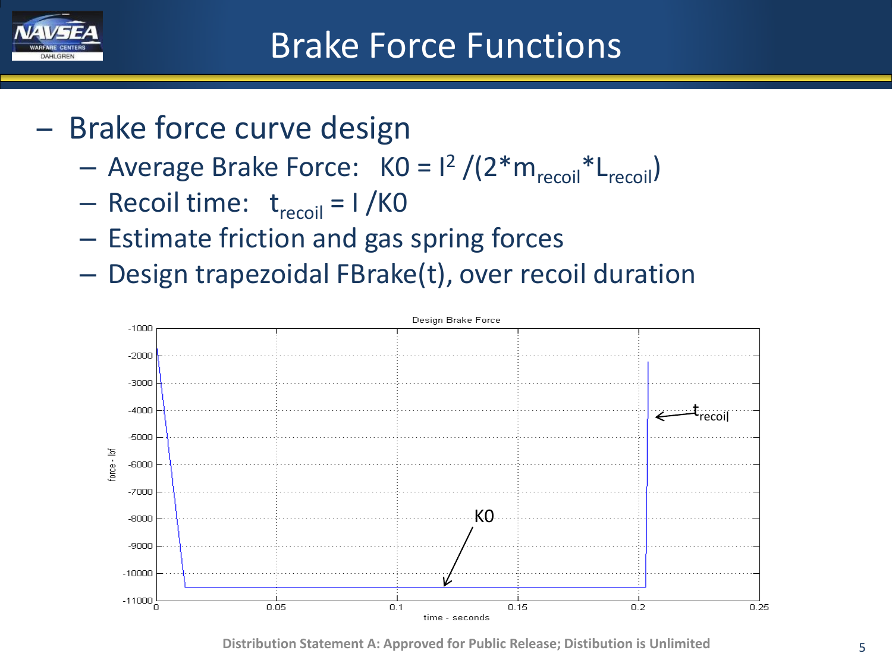# Brake Force Functions

- Brake force curve design
  - Average Brake Force: $K0 = I^2 /(2*m_{recoil}*L_{recoil})$
  - Recoil time: $t_{recoil} = I /K0$
  - Estimate friction and gas spring forces
  - Design trapezoidal FBrake(t), over recoil duration

Distribution Statement A: Approved for Public Release; Distibution is Unlimited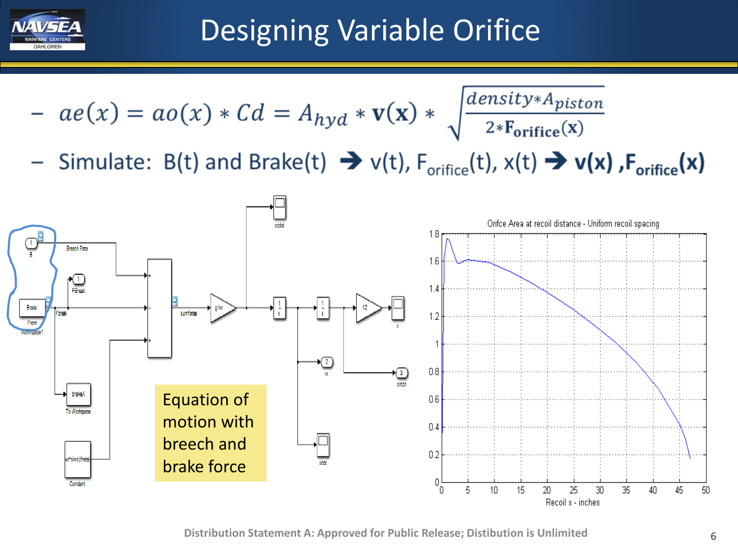# Designing Variable Orifice

- $ae(x) = ao(x) * Cd = A_{hyd} * \mathbf{v(x)} * \sqrt{\frac{density * A_{piston}}{2 * \mathbf{F_{orifice}(x)}}}$
- Simulate: B(t) and Brake(t) ➔ v(t), $F_{orifice}$(t), x(t) ➔ **v(x) ,$\mathbf{F_{orifice}}$(x)**

Equation of motion with breech and brake force

Orifce Area at recoil distance - Uniform recoil spacing

Recoil x - inches

Distribution Statement A: Approved for Public Release; Distibution is Unlimited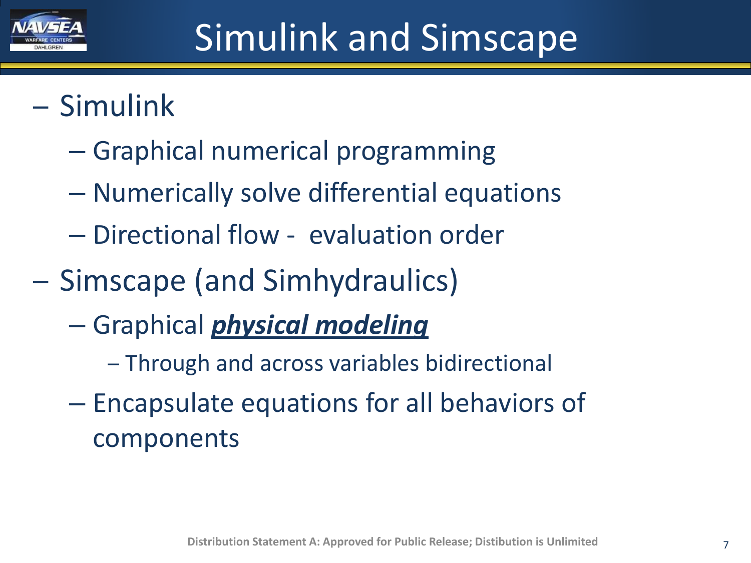# Simulink and Simscape

- Simulink
  - Graphical numerical programming
  - Numerically solve differential equations
  - Directional flow - evaluation order
- Simscape (and Simhydraulics)
  - Graphical ***physical modeling***
    - Through and across variables bidirectional
  - Encapsulate equations for all behaviors of components

Distribution Statement A: Approved for Public Release; Distibution is Unlimited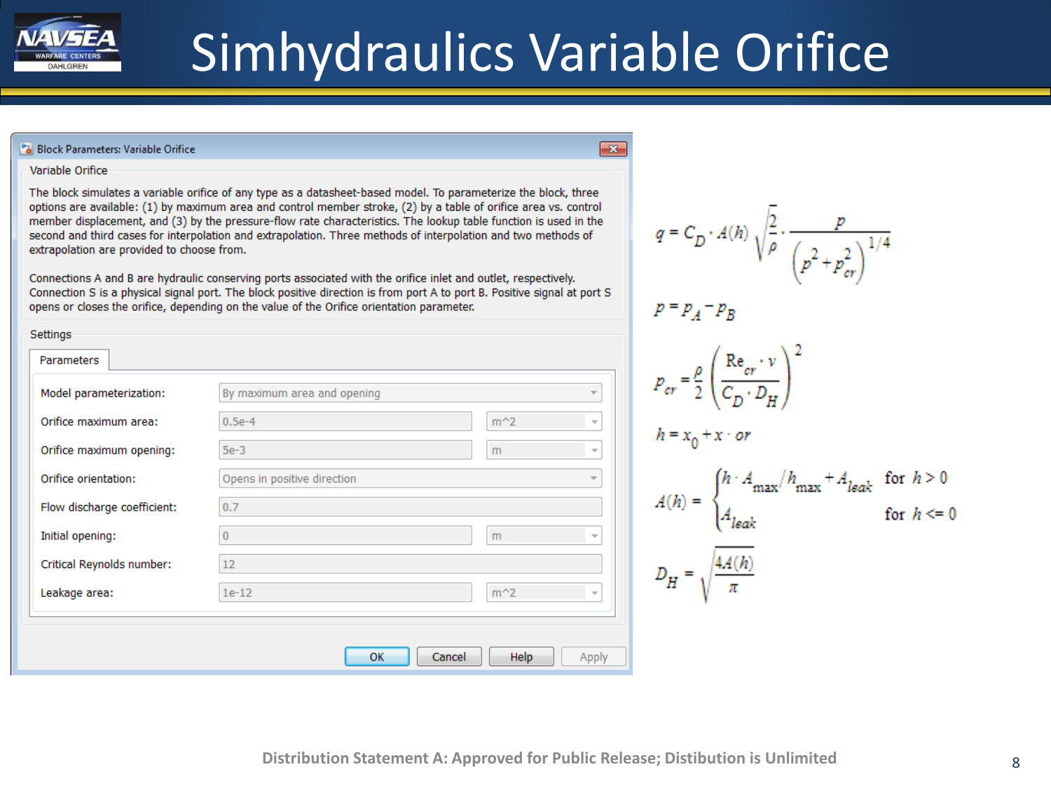# Simhydraulics Variable Orifice

**Block Parameters: Variable Orifice**

Variable Orifice

The block simulates a variable orifice of any type as a datasheet-based model. To parameterize the block, three options are available: (1) by maximum area and control member stroke, (2) by a table of orifice area vs. control member displacement, and (3) by the pressure-flow rate characteristics. The lookup table function is used in the second and third cases for interpolation and extrapolation. Three methods of interpolation and two methods of extrapolation are provided to choose from.

Connections A and B are hydraulic conserving ports associated with the orifice inlet and outlet, respectively. Connection S is a physical signal port. The block positive direction is from port A to port B. Positive signal at port S opens or closes the orifice, depending on the value of the Orifice orientation parameter.

Settings

Parameters

| Parameter | Value | Units |
|---|---|---|
| Model parameterization: | By maximum area and opening | |
| Orifice maximum area: | 0.5e-4 | m^2 |
| Orifice maximum opening: | 5e-3 | m |
| Orifice orientation: | Opens in positive direction | |
| Flow discharge coefficient: | 0.7 | |
| Initial opening: | 0 | m |
| Critical Reynolds number: | 12 | |
| Leakage area: | 1e-12 | m^2 |

OK | Cancel | Help | Apply

$$q = C_D \cdot A(h)\sqrt{\frac{2}{\rho}} \cdot \frac{p}{\left(p^2 + p_{cr}^2\right)^{1/4}}$$

$$p = p_A - p_B$$

$$p_{cr} = \frac{\rho}{2}\left(\frac{Re_{cr} \cdot \nu}{C_D \cdot D_H}\right)^2$$

$$h = x_0 + x \cdot or$$

$$A(h) = \begin{cases} h \cdot A_{max}/h_{max} + A_{leak} & \text{for } h > 0 \\ A_{leak} & \text{for } h <= 0 \end{cases}$$

$$D_H = \sqrt{\frac{4A(h)}{\pi}}$$

Distribution Statement A: Approved for Public Release; Distibution is Unlimited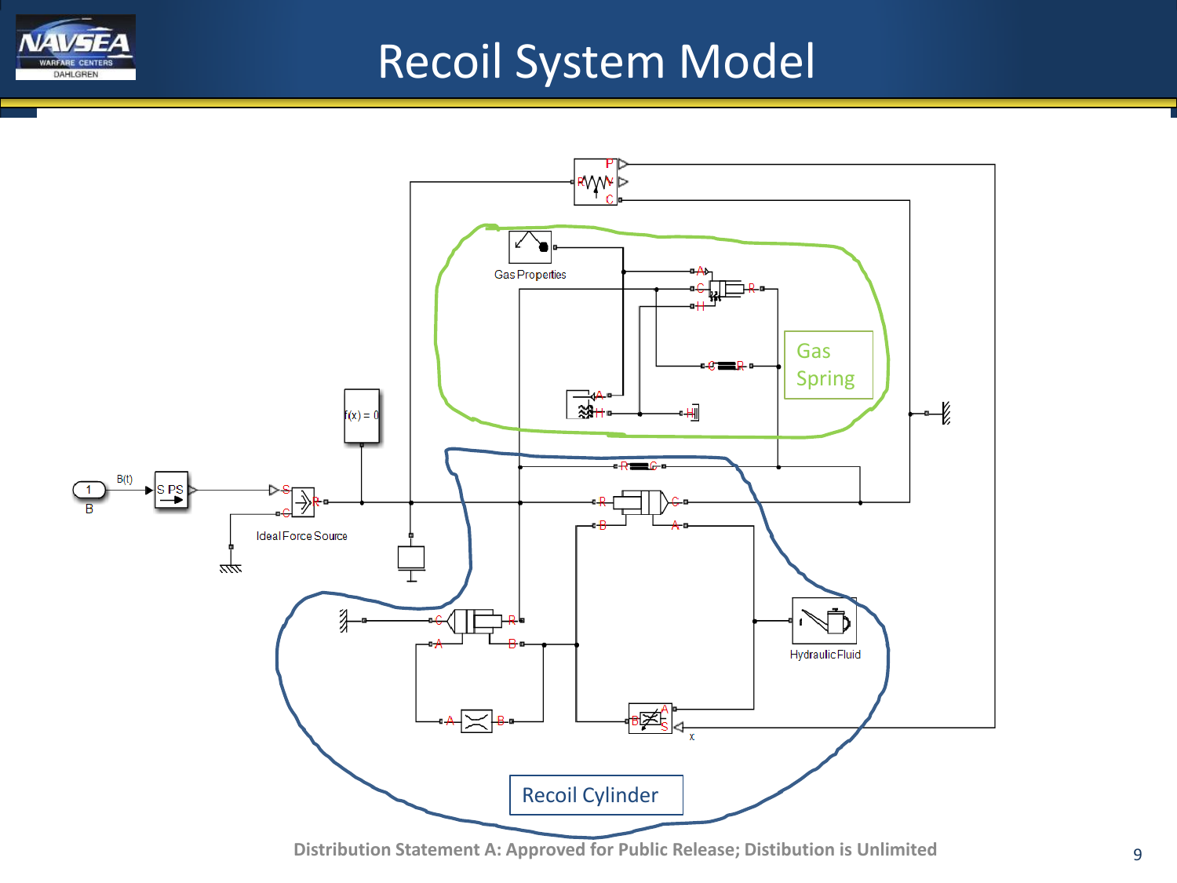# Recoil System Model

Gas Properties

Gas Spring

f(x) = 0

B(t)

1

B

S PS

Ideal Force Source

Recoil Cylinder

Hydraulic Fluid

x

Distribution Statement A: Approved for Public Release; Distibution is Unlimited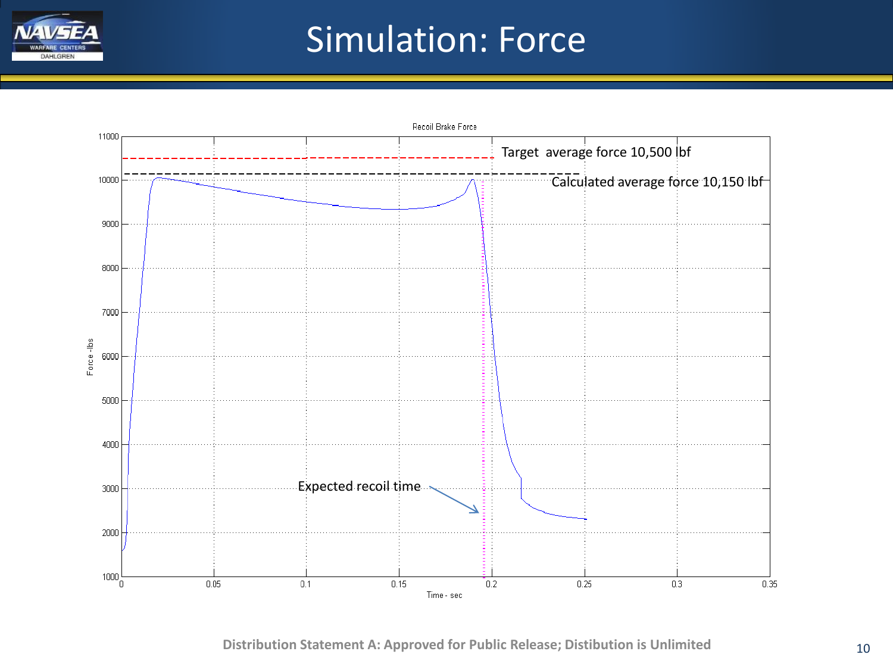# Simulation: Force

Recoil Brake Force

Target average force 10,500 lbf

Calculated average force 10,150 lbf

Expected recoil time

Force - lbs

Time - sec

Distribution Statement A: Approved for Public Release; Distibution is Unlimited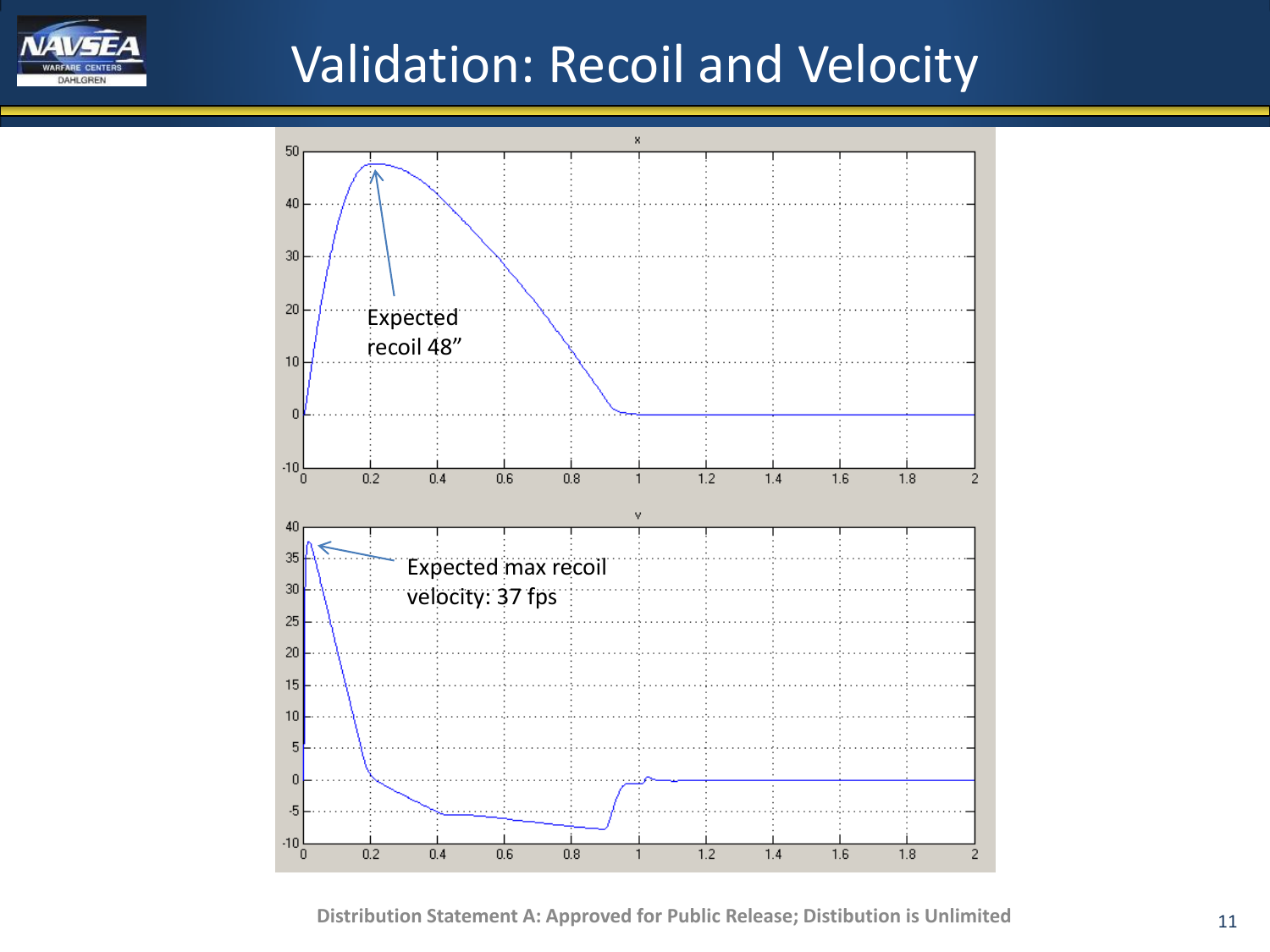# Validation: Recoil and Velocity

x

Expected recoil 48”

v

Expected max recoil velocity: 37 fps

Distribution Statement A: Approved for Public Release; Distibution is Unlimited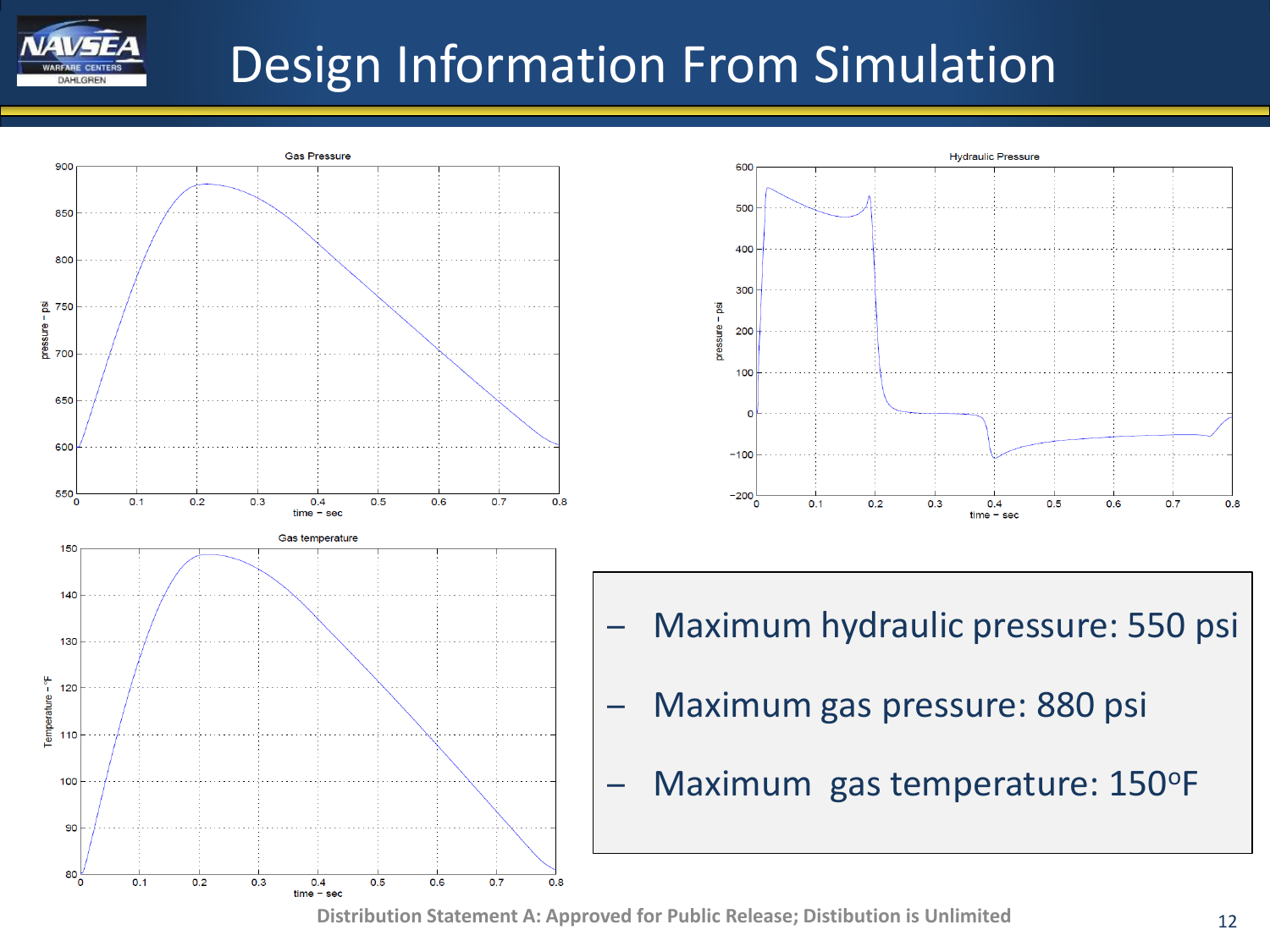# Design Information From Simulation

– Maximum hydraulic pressure: 550 psi

– Maximum gas pressure: 880 psi

– Maximum gas temperature: 150°F

Distribution Statement A: Approved for Public Release; Distibution is Unlimited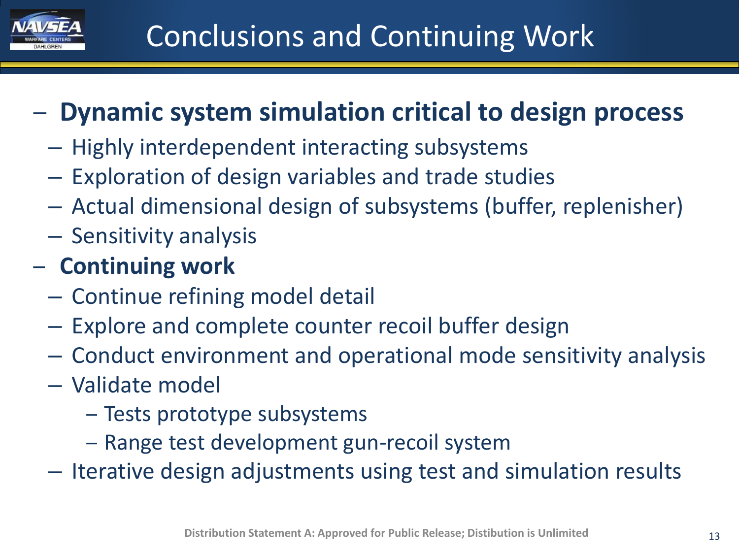# Conclusions and Continuing Work

- **Dynamic system simulation critical to design process**
  - Highly interdependent interacting subsystems
  - Exploration of design variables and trade studies
  - Actual dimensional design of subsystems (buffer, replenisher)
  - Sensitivity analysis
- **Continuing work**
  - Continue refining model detail
  - Explore and complete counter recoil buffer design
  - Conduct environment and operational mode sensitivity analysis
  - Validate model
    - Tests prototype subsystems
    - Range test development gun-recoil system
  - Iterative design adjustments using test and simulation results

Distribution Statement A: Approved for Public Release; Distibution is Unlimited